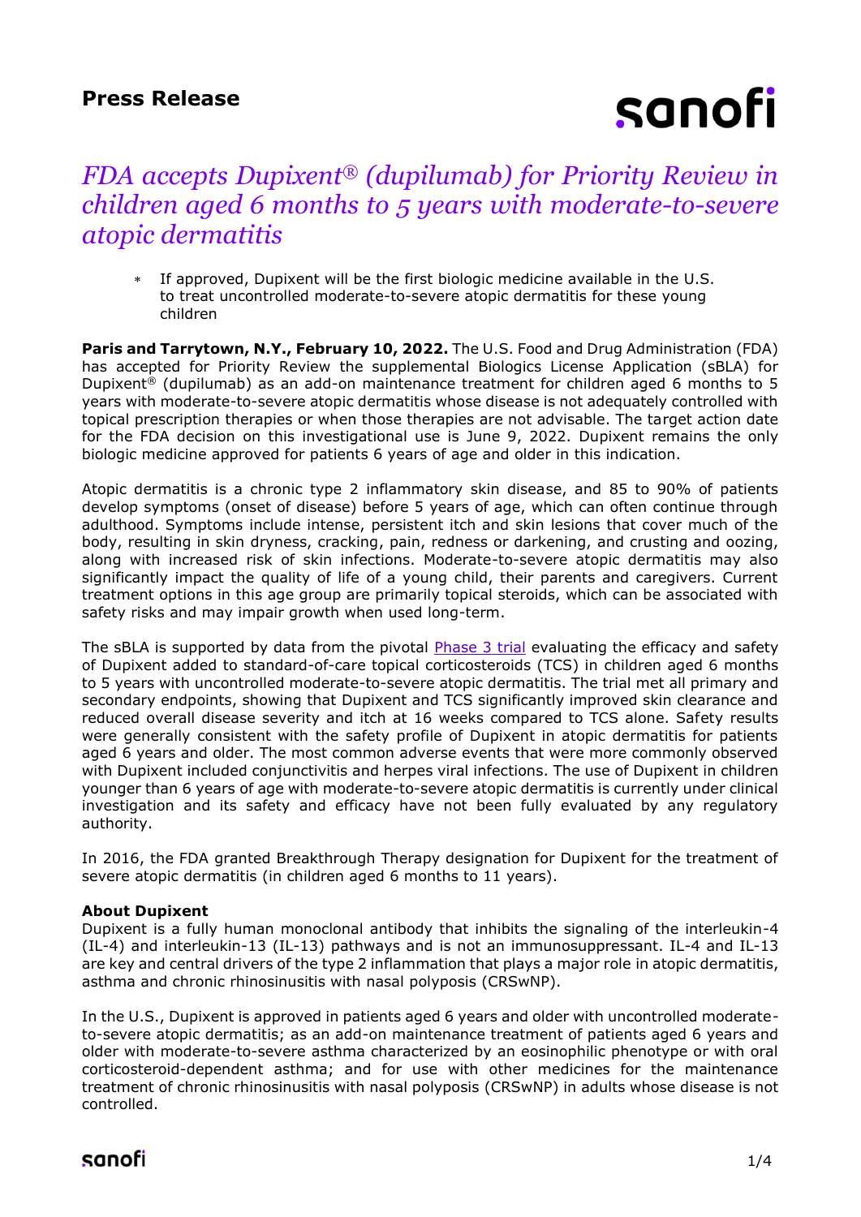**Press Release**

# *FDA accepts Dupixent® (dupilumab) for Priority Review in children aged 6 months to 5 years with moderate-to-severe atopic dermatitis*

* If approved, Dupixent will be the first biologic medicine available in the U.S. to treat uncontrolled moderate-to-severe atopic dermatitis for these young children

**Paris and Tarrytown, N.Y., February 10, 2022.** The U.S. Food and Drug Administration (FDA) has accepted for Priority Review the supplemental Biologics License Application (sBLA) for Dupixent® (dupilumab) as an add-on maintenance treatment for children aged 6 months to 5 years with moderate-to-severe atopic dermatitis whose disease is not adequately controlled with topical prescription therapies or when those therapies are not advisable. The target action date for the FDA decision on this investigational use is June 9, 2022. Dupixent remains the only biologic medicine approved for patients 6 years of age and older in this indication.

Atopic dermatitis is a chronic type 2 inflammatory skin disease, and 85 to 90% of patients develop symptoms (onset of disease) before 5 years of age, which can often continue through adulthood. Symptoms include intense, persistent itch and skin lesions that cover much of the body, resulting in skin dryness, cracking, pain, redness or darkening, and crusting and oozing, along with increased risk of skin infections. Moderate-to-severe atopic dermatitis may also significantly impact the quality of life of a young child, their parents and caregivers. Current treatment options in this age group are primarily topical steroids, which can be associated with safety risks and may impair growth when used long-term.

The sBLA is supported by data from the pivotal Phase 3 trial evaluating the efficacy and safety of Dupixent added to standard-of-care topical corticosteroids (TCS) in children aged 6 months to 5 years with uncontrolled moderate-to-severe atopic dermatitis. The trial met all primary and secondary endpoints, showing that Dupixent and TCS significantly improved skin clearance and reduced overall disease severity and itch at 16 weeks compared to TCS alone. Safety results were generally consistent with the safety profile of Dupixent in atopic dermatitis for patients aged 6 years and older. The most common adverse events that were more commonly observed with Dupixent included conjunctivitis and herpes viral infections. The use of Dupixent in children younger than 6 years of age with moderate-to-severe atopic dermatitis is currently under clinical investigation and its safety and efficacy have not been fully evaluated by any regulatory authority.

In 2016, the FDA granted Breakthrough Therapy designation for Dupixent for the treatment of severe atopic dermatitis (in children aged 6 months to 11 years).

**About Dupixent**

Dupixent is a fully human monoclonal antibody that inhibits the signaling of the interleukin-4 (IL-4) and interleukin-13 (IL-13) pathways and is not an immunosuppressant. IL-4 and IL-13 are key and central drivers of the type 2 inflammation that plays a major role in atopic dermatitis, asthma and chronic rhinosinusitis with nasal polyposis (CRSwNP).

In the U.S., Dupixent is approved in patients aged 6 years and older with uncontrolled moderate-to-severe atopic dermatitis; as an add-on maintenance treatment of patients aged 6 years and older with moderate-to-severe asthma characterized by an eosinophilic phenotype or with oral corticosteroid-dependent asthma; and for use with other medicines for the maintenance treatment of chronic rhinosinusitis with nasal polyposis (CRSwNP) in adults whose disease is not controlled.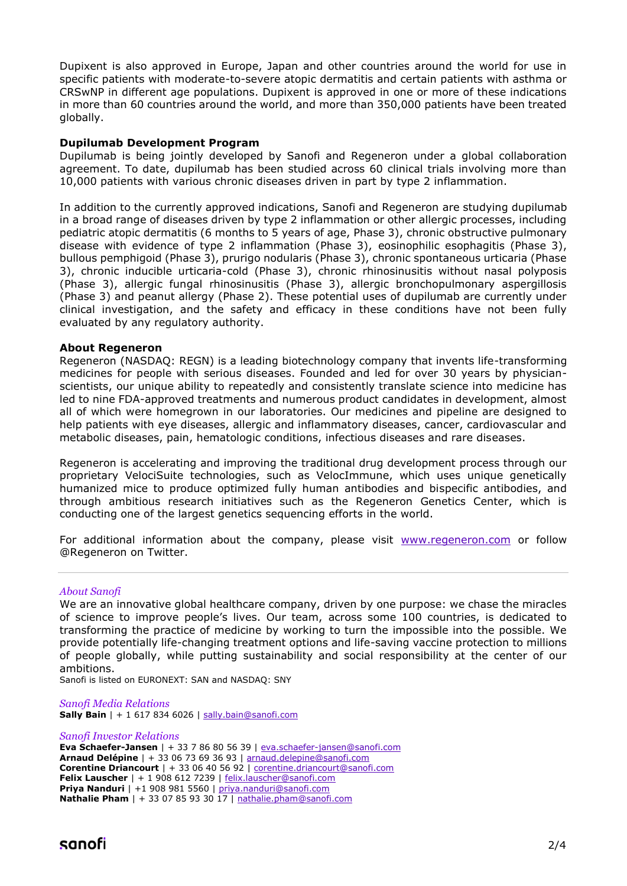Dupixent is also approved in Europe, Japan and other countries around the world for use in specific patients with moderate-to-severe atopic dermatitis and certain patients with asthma or CRSwNP in different age populations. Dupixent is approved in one or more of these indications in more than 60 countries around the world, and more than 350,000 patients have been treated globally.

**Dupilumab Development Program**
Dupilumab is being jointly developed by Sanofi and Regeneron under a global collaboration agreement. To date, dupilumab has been studied across 60 clinical trials involving more than 10,000 patients with various chronic diseases driven in part by type 2 inflammation.

In addition to the currently approved indications, Sanofi and Regeneron are studying dupilumab in a broad range of diseases driven by type 2 inflammation or other allergic processes, including pediatric atopic dermatitis (6 months to 5 years of age, Phase 3), chronic obstructive pulmonary disease with evidence of type 2 inflammation (Phase 3), eosinophilic esophagitis (Phase 3), bullous pemphigoid (Phase 3), prurigo nodularis (Phase 3), chronic spontaneous urticaria (Phase 3), chronic inducible urticaria-cold (Phase 3), chronic rhinosinusitis without nasal polyposis (Phase 3), allergic fungal rhinosinusitis (Phase 3), allergic bronchopulmonary aspergillosis (Phase 3) and peanut allergy (Phase 2). These potential uses of dupilumab are currently under clinical investigation, and the safety and efficacy in these conditions have not been fully evaluated by any regulatory authority.

**About Regeneron**
Regeneron (NASDAQ: REGN) is a leading biotechnology company that invents life-transforming medicines for people with serious diseases. Founded and led for over 30 years by physician-scientists, our unique ability to repeatedly and consistently translate science into medicine has led to nine FDA-approved treatments and numerous product candidates in development, almost all of which were homegrown in our laboratories. Our medicines and pipeline are designed to help patients with eye diseases, allergic and inflammatory diseases, cancer, cardiovascular and metabolic diseases, pain, hematologic conditions, infectious diseases and rare diseases.

Regeneron is accelerating and improving the traditional drug development process through our proprietary VelociSuite technologies, such as VelocImmune, which uses unique genetically humanized mice to produce optimized fully human antibodies and bispecific antibodies, and through ambitious research initiatives such as the Regeneron Genetics Center, which is conducting one of the largest genetics sequencing efforts in the world.

For additional information about the company, please visit [www.regeneron.com](http://www.regeneron.com) or follow @Regeneron on Twitter.

---

*About Sanofi*
We are an innovative global healthcare company, driven by one purpose: we chase the miracles of science to improve people's lives. Our team, across some 100 countries, is dedicated to transforming the practice of medicine by working to turn the impossible into the possible. We provide potentially life-changing treatment options and life-saving vaccine protection to millions of people globally, while putting sustainability and social responsibility at the center of our ambitions.
Sanofi is listed on EURONEXT: SAN and NASDAQ: SNY

*Sanofi Media Relations*
**Sally Bain** | + 1 617 834 6026 | sally.bain@sanofi.com

*Sanofi Investor Relations*
**Eva Schaefer-Jansen** | + 33 7 86 80 56 39 | eva.schaefer-jansen@sanofi.com
**Arnaud Delépine** | + 33 06 73 69 36 93 | arnaud.delepine@sanofi.com
**Corentine Driancourt** | + 33 06 40 56 92 | corentine.driancourt@sanofi.com
**Felix Lauscher** | + 1 908 612 7239 | felix.lauscher@sanofi.com
**Priya Nanduri** | +1 908 981 5560 | priya.nanduri@sanofi.com
**Nathalie Pham** | + 33 07 85 93 30 17 | nathalie.pham@sanofi.com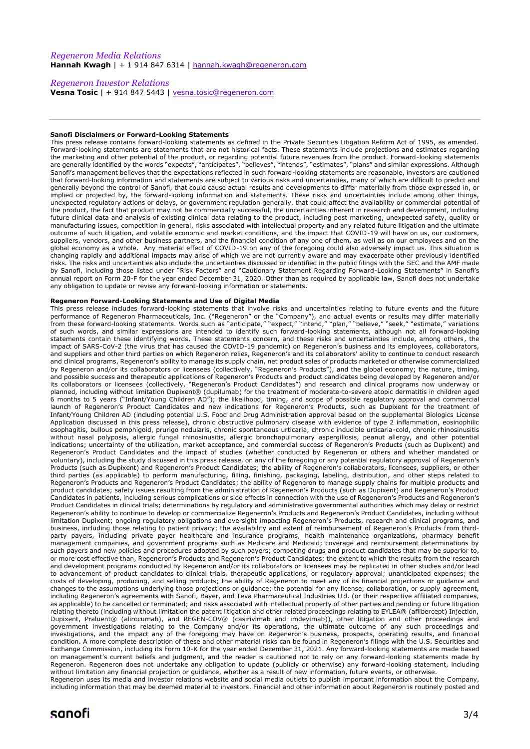*Regeneron Media Relations*
**Hannah Kwagh** | + 1 914 847 6314 | hannah.kwagh@regeneron.com

*Regeneron Investor Relations*
**Vesna Tosic** | + 914 847 5443 | vesna.tosic@regeneron.com

---

**Sanofi Disclaimers or Forward-Looking Statements**

This press release contains forward-looking statements as defined in the Private Securities Litigation Reform Act of 1995, as amended. Forward-looking statements are statements that are not historical facts. These statements include projections and estimates regarding the marketing and other potential of the product, or regarding potential future revenues from the product. Forward-looking statements are generally identified by the words "expects", "anticipates", "believes", "intends", "estimates", "plans" and similar expressions. Although Sanofi's management believes that the expectations reflected in such forward-looking statements are reasonable, investors are cautioned that forward-looking information and statements are subject to various risks and uncertainties, many of which are difficult to predict and generally beyond the control of Sanofi, that could cause actual results and developments to differ materially from those expressed in, or implied or projected by, the forward-looking information and statements. These risks and uncertainties include among other things, unexpected regulatory actions or delays, or government regulation generally, that could affect the availability or commercial potential of the product, the fact that product may not be commercially successful, the uncertainties inherent in research and development, including future clinical data and analysis of existing clinical data relating to the product, including post marketing, unexpected safety, quality or manufacturing issues, competition in general, risks associated with intellectual property and any related future litigation and the ultimate outcome of such litigation, and volatile economic and market conditions, and the impact that COVID-19 will have on us, our customers, suppliers, vendors, and other business partners, and the financial condition of any one of them, as well as on our employees and on the global economy as a whole. Any material effect of COVID-19 on any of the foregoing could also adversely impact us. This situation is changing rapidly and additional impacts may arise of which we are not currently aware and may exacerbate other previously identified risks. The risks and uncertainties also include the uncertainties discussed or identified in the public filings with the SEC and the AMF made by Sanofi, including those listed under "Risk Factors" and "Cautionary Statement Regarding Forward-Looking Statements" in Sanofi's annual report on Form 20-F for the year ended December 31, 2020. Other than as required by applicable law, Sanofi does not undertake any obligation to update or revise any forward-looking information or statements.

**Regeneron Forward-Looking Statements and Use of Digital Media**

This press release includes forward-looking statements that involve risks and uncertainties relating to future events and the future performance of Regeneron Pharmaceuticals, Inc. ("Regeneron" or the "Company"), and actual events or results may differ materially from these forward-looking statements. Words such as "anticipate," "expect," "intend," "plan," "believe," "seek," "estimate," variations of such words, and similar expressions are intended to identify such forward-looking statements, although not all forward-looking statements contain these identifying words. These statements concern, and these risks and uncertainties include, among others, the impact of SARS-CoV-2 (the virus that has caused the COVID-19 pandemic) on Regeneron's business and its employees, collaborators, and suppliers and other third parties on which Regeneron relies, Regeneron's and its collaborators' ability to continue to conduct research and clinical programs, Regeneron's ability to manage its supply chain, net product sales of products marketed or otherwise commercialized by Regeneron and/or its collaborators or licensees (collectively, "Regeneron's Products"), and the global economy; the nature, timing, and possible success and therapeutic applications of Regeneron's Products and product candidates being developed by Regeneron and/or its collaborators or licensees (collectively, "Regeneron's Product Candidates") and research and clinical programs now underway or planned, including without limitation Dupixent® (dupilumab) for the treatment of moderate-to-severe atopic dermatitis in children aged 6 months to 5 years ("Infant/Young Children AD"); the likelihood, timing, and scope of possible regulatory approval and commercial launch of Regeneron's Product Candidates and new indications for Regeneron's Products, such as Dupixent for the treatment of Infant/Young Children AD (including potential U.S. Food and Drug Administration approval based on the supplemental Biologics License Application discussed in this press release), chronic obstructive pulmonary disease with evidence of type 2 inflammation, eosinophilic esophagitis, bullous pemphigoid, prurigo nodularis, chronic spontaneous urticaria, chronic inducible urticaria-cold, chronic rhinosinusitis without nasal polyposis, allergic fungal rhinosinusitis, allergic bronchopulmonary aspergillosis, peanut allergy, and other potential indications; uncertainty of the utilization, market acceptance, and commercial success of Regeneron's Products (such as Dupixent) and Regeneron's Product Candidates and the impact of studies (whether conducted by Regeneron or others and whether mandated or voluntary), including the study discussed in this press release, on any of the foregoing or any potential regulatory approval of Regeneron's Products (such as Dupixent) and Regeneron's Product Candidates; the ability of Regeneron's collaborators, licensees, suppliers, or other third parties (as applicable) to perform manufacturing, filling, finishing, packaging, labeling, distribution, and other steps related to Regeneron's Products and Regeneron's Product Candidates; the ability of Regeneron to manage supply chains for multiple products and product candidates; safety issues resulting from the administration of Regeneron's Products (such as Dupixent) and Regeneron's Product Candidates in patients, including serious complications or side effects in connection with the use of Regeneron's Products and Regeneron's Product Candidates in clinical trials; determinations by regulatory and administrative governmental authorities which may delay or restrict Regeneron's ability to continue to develop or commercialize Regeneron's Products and Regeneron's Product Candidates, including without limitation Dupixent; ongoing regulatory obligations and oversight impacting Regeneron's Products, research and clinical programs, and business, including those relating to patient privacy; the availability and extent of reimbursement of Regeneron's Products from third-party payers, including private payer healthcare and insurance programs, health maintenance organizations, pharmacy benefit management companies, and government programs such as Medicare and Medicaid; coverage and reimbursement determinations by such payers and new policies and procedures adopted by such payers; competing drugs and product candidates that may be superior to, or more cost effective than, Regeneron's Products and Regeneron's Product Candidates; the extent to which the results from the research and development programs conducted by Regeneron and/or its collaborators or licensees may be replicated in other studies and/or lead to advancement of product candidates to clinical trials, therapeutic applications, or regulatory approval; unanticipated expenses; the costs of developing, producing, and selling products; the ability of Regeneron to meet any of its financial projections or guidance and changes to the assumptions underlying those projections or guidance; the potential for any license, collaboration, or supply agreement, including Regeneron's agreements with Sanofi, Bayer, and Teva Pharmaceutical Industries Ltd. (or their respective affiliated companies, as applicable) to be cancelled or terminated; and risks associated with intellectual property of other parties and pending or future litigation relating thereto (including without limitation the patent litigation and other related proceedings relating to EYLEA® (aflibercept) Injection, Dupixent, Praluent® (alirocumab), and REGEN-COV® (casirivimab and imdevimab)), other litigation and other proceedings and government investigations relating to the Company and/or its operations, the ultimate outcome of any such proceedings and investigations, and the impact any of the foregoing may have on Regeneron's business, prospects, operating results, and financial condition. A more complete description of these and other material risks can be found in Regeneron's filings with the U.S. Securities and Exchange Commission, including its Form 10-K for the year ended December 31, 2021. Any forward-looking statements are made based on management's current beliefs and judgment, and the reader is cautioned not to rely on any forward-looking statements made by Regeneron. Regeneron does not undertake any obligation to update (publicly or otherwise) any forward-looking statement, including without limitation any financial projection or guidance, whether as a result of new information, future events, or otherwise.

Regeneron uses its media and investor relations website and social media outlets to publish important information about the Company, including information that may be deemed material to investors. Financial and other information about Regeneron is routinely posted and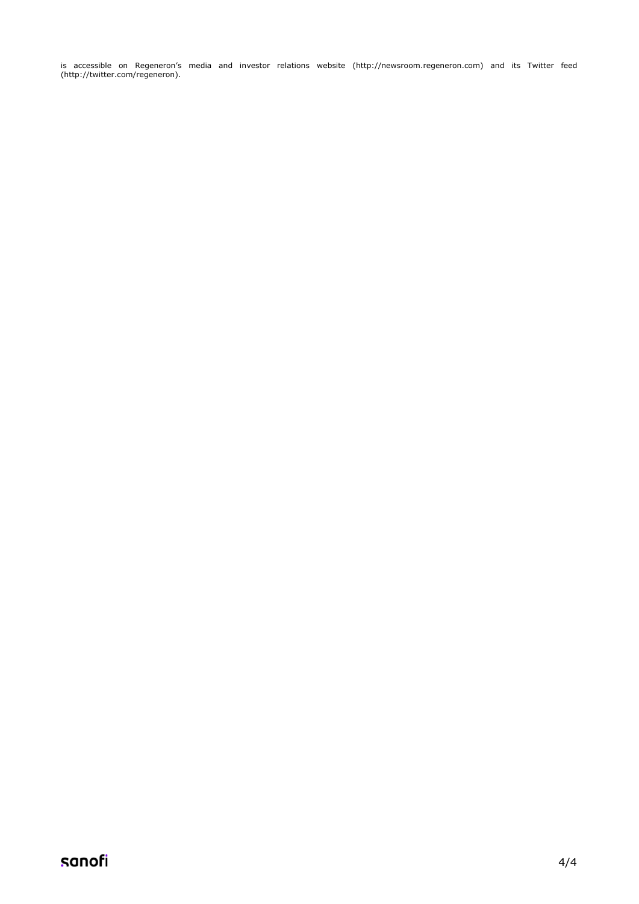is accessible on Regeneron's media and investor relations website (http://newsroom.regeneron.com) and its Twitter feed (http://twitter.com/regeneron).